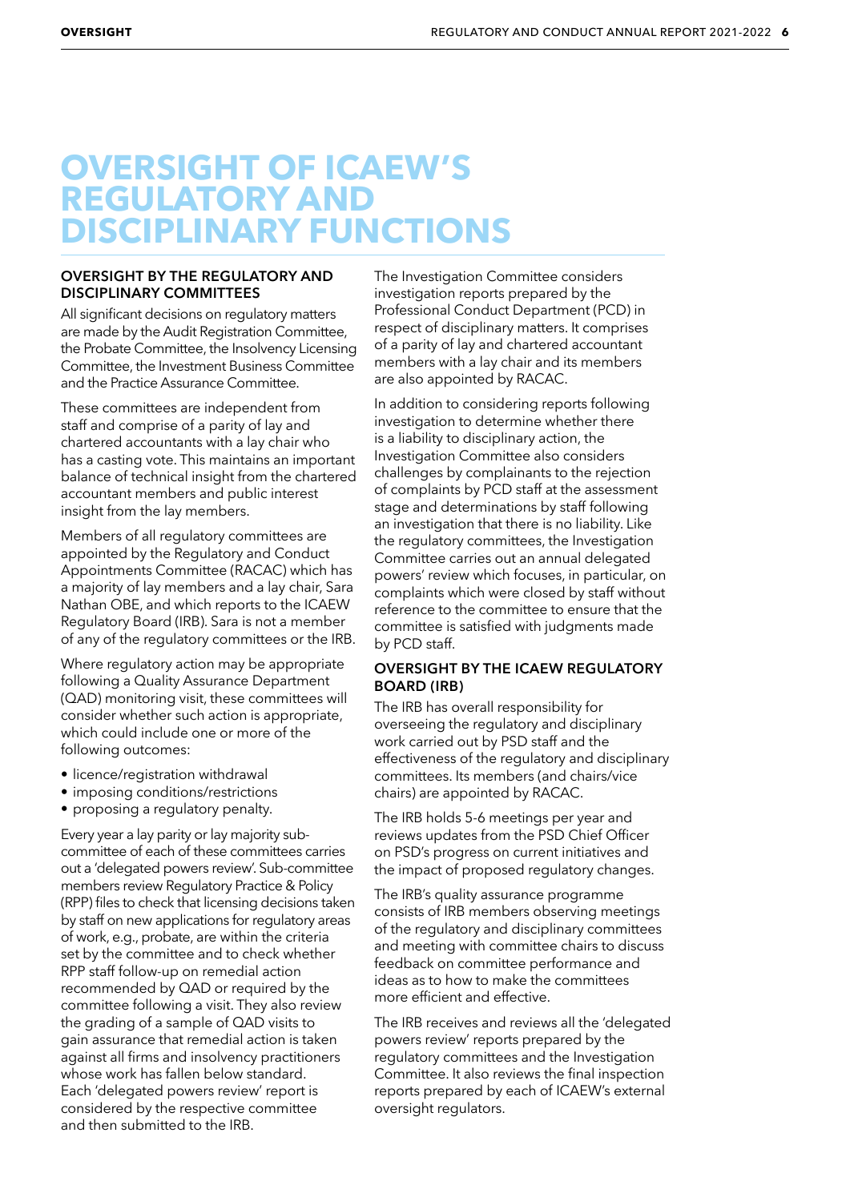# OVERSIGHT OF ICAEW'S REGULATORY AND DISCIPLINARY FUNCTIONS

## OVERSIGHT BY THE REGULATORY AND DISCIPLINARY COMMITTEES

All significant decisions on regulatory matters are made by the Audit Registration Committee, the Probate Committee, the Insolvency Licensing Committee, the Investment Business Committee and the Practice Assurance Committee.

These committees are independent from staff and comprise of a parity of lay and chartered accountants with a lay chair who has a casting vote. This maintains an important balance of technical insight from the chartered accountant members and public interest insight from the lay members.

Members of all regulatory committees are appointed by the Regulatory and Conduct Appointments Committee (RACAC) which has a majority of lay members and a lay chair, Sara Nathan OBE, and which reports to the ICAEW Regulatory Board (IRB). Sara is not a member of any of the regulatory committees or the IRB.

Where regulatory action may be appropriate following a Quality Assurance Department (QAD) monitoring visit, these committees will consider whether such action is appropriate, which could include one or more of the following outcomes:

- licence/registration withdrawal
- imposing conditions/restrictions
- proposing a regulatory penalty.

Every year a lay parity or lay majority sub-committee of each of these committees carries out a 'delegated powers review'. Sub-committee members review Regulatory Practice & Policy (RPP) files to check that licensing decisions taken by staff on new applications for regulatory areas of work, e.g., probate, are within the criteria set by the committee and to check whether RPP staff follow-up on remedial action recommended by QAD or required by the committee following a visit. They also review the grading of a sample of QAD visits to gain assurance that remedial action is taken against all firms and insolvency practitioners whose work has fallen below standard. Each 'delegated powers review' report is considered by the respective committee and then submitted to the IRB.

The Investigation Committee considers investigation reports prepared by the Professional Conduct Department (PCD) in respect of disciplinary matters. It comprises of a parity of lay and chartered accountant members with a lay chair and its members are also appointed by RACAC.

In addition to considering reports following investigation to determine whether there is a liability to disciplinary action, the Investigation Committee also considers challenges by complainants to the rejection of complaints by PCD staff at the assessment stage and determinations by staff following an investigation that there is no liability. Like the regulatory committees, the Investigation Committee carries out an annual delegated powers' review which focuses, in particular, on complaints which were closed by staff without reference to the committee to ensure that the committee is satisfied with judgments made by PCD staff.

## OVERSIGHT BY THE ICAEW REGULATORY BOARD (IRB)

The IRB has overall responsibility for overseeing the regulatory and disciplinary work carried out by PSD staff and the effectiveness of the regulatory and disciplinary committees. Its members (and chairs/vice chairs) are appointed by RACAC.

The IRB holds 5-6 meetings per year and reviews updates from the PSD Chief Officer on PSD's progress on current initiatives and the impact of proposed regulatory changes.

The IRB's quality assurance programme consists of IRB members observing meetings of the regulatory and disciplinary committees and meeting with committee chairs to discuss feedback on committee performance and ideas as to how to make the committees more efficient and effective.

The IRB receives and reviews all the 'delegated powers review' reports prepared by the regulatory committees and the Investigation Committee. It also reviews the final inspection reports prepared by each of ICAEW's external oversight regulators.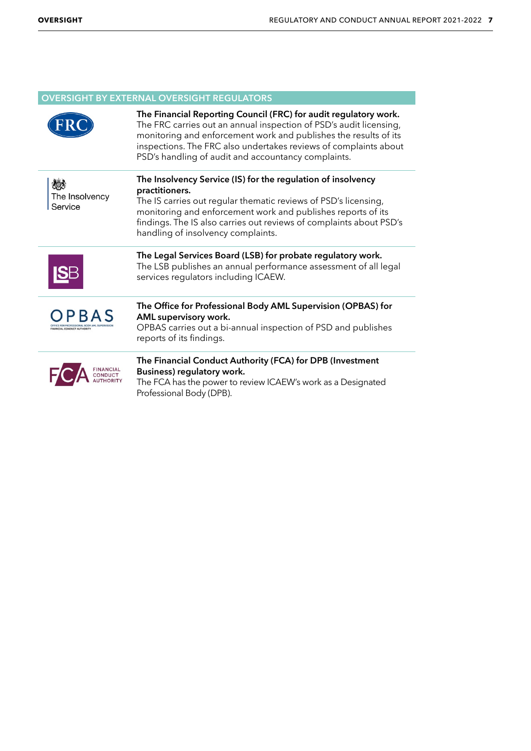## OVERSIGHT BY EXTERNAL OVERSIGHT REGULATORS

**The Financial Reporting Council (FRC) for audit regulatory work.**
The FRC carries out an annual inspection of PSD's audit licensing, monitoring and enforcement work and publishes the results of its inspections. The FRC also undertakes reviews of complaints about PSD's handling of audit and accountancy complaints.

**The Insolvency Service (IS) for the regulation of insolvency practitioners.**
The IS carries out regular thematic reviews of PSD's licensing, monitoring and enforcement work and publishes reports of its findings. The IS also carries out reviews of complaints about PSD's handling of insolvency complaints.

**The Legal Services Board (LSB) for probate regulatory work.**
The LSB publishes an annual performance assessment of all legal services regulators including ICAEW.

**The Office for Professional Body AML Supervision (OPBAS) for AML supervisory work.**
OPBAS carries out a bi-annual inspection of PSD and publishes reports of its findings.

**The Financial Conduct Authority (FCA) for DPB (Investment Business) regulatory work.**
The FCA has the power to review ICAEW's work as a Designated Professional Body (DPB).